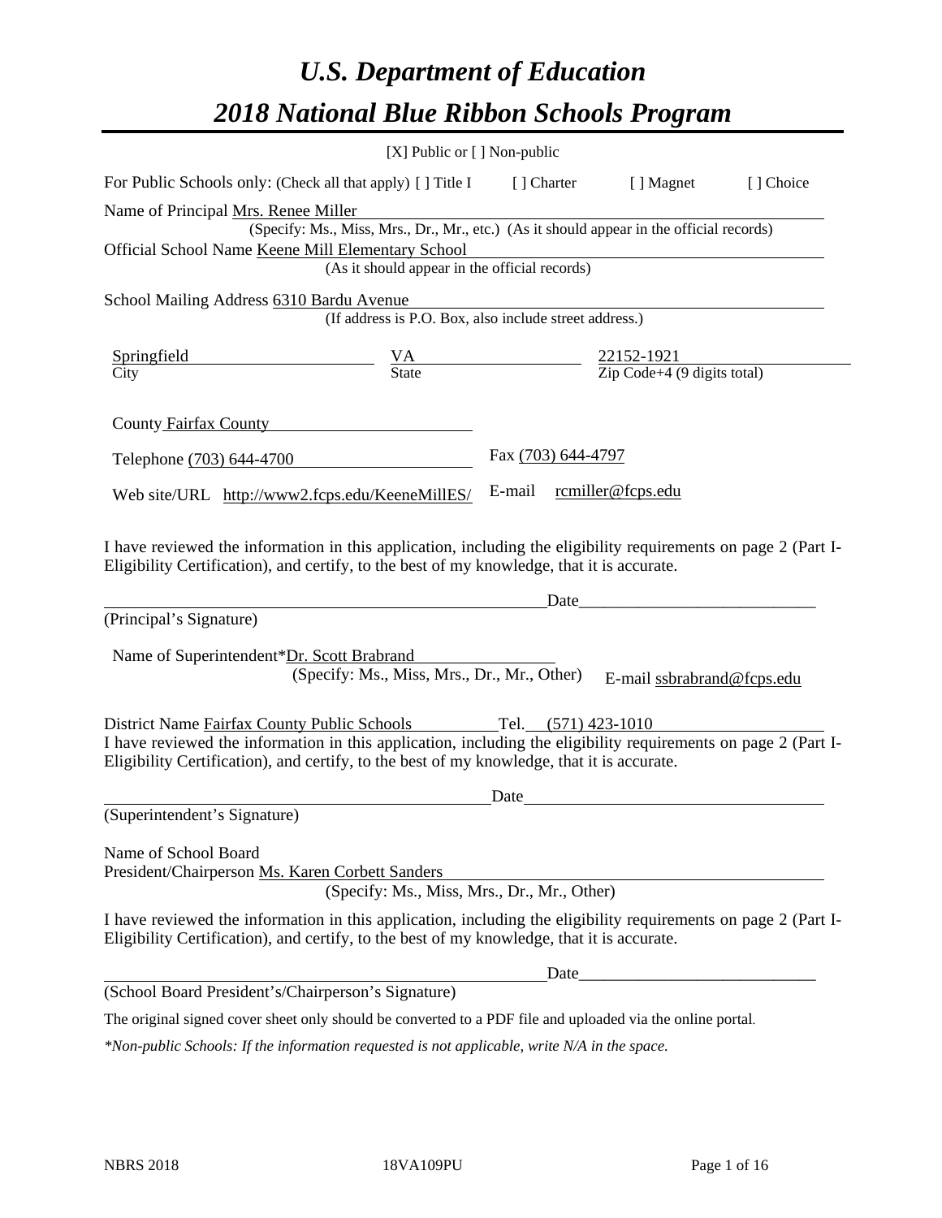# *U.S. Department of Education*
# *2018 National Blue Ribbon Schools Program*

[X] Public or [ ] Non-public

For Public Schools only: (Check all that apply) [ ] Title I [ ] Charter [ ] Magnet [ ] Choice

Name of Principal Mrs. Renee Miller
(Specify: Ms., Miss, Mrs., Dr., Mr., etc.) (As it should appear in the official records)

Official School Name Keene Mill Elementary School
(As it should appear in the official records)

School Mailing Address 6310 Bardu Avenue
(If address is P.O. Box, also include street address.)

| Springfield | VA | 22152-1921 |
|---|---|---|
| City | State | Zip Code+4 (9 digits total) |

County Fairfax County

Telephone (703) 644-4700 Fax (703) 644-4797

Web site/URL http://www2.fcps.edu/KeeneMillES/ E-mail rcmiller@fcps.edu

I have reviewed the information in this application, including the eligibility requirements on page 2 (Part I-Eligibility Certification), and certify, to the best of my knowledge, that it is accurate.

_______________________________________ Date_____________________

(Principal's Signature)

Name of Superintendent*Dr. Scott Brabrand
(Specify: Ms., Miss, Mrs., Dr., Mr., Other) E-mail ssbrabrand@fcps.edu

District Name Fairfax County Public Schools Tel. (571) 423-1010

I have reviewed the information in this application, including the eligibility requirements on page 2 (Part I-Eligibility Certification), and certify, to the best of my knowledge, that it is accurate.

_______________________________________ Date_____________________

(Superintendent's Signature)

Name of School Board
President/Chairperson Ms. Karen Corbett Sanders
(Specify: Ms., Miss, Mrs., Dr., Mr., Other)

I have reviewed the information in this application, including the eligibility requirements on page 2 (Part I-Eligibility Certification), and certify, to the best of my knowledge, that it is accurate.

_______________________________________ Date_____________________

(School Board President's/Chairperson's Signature)

The original signed cover sheet only should be converted to a PDF file and uploaded via the online portal.

*\*Non-public Schools: If the information requested is not applicable, write N/A in the space.*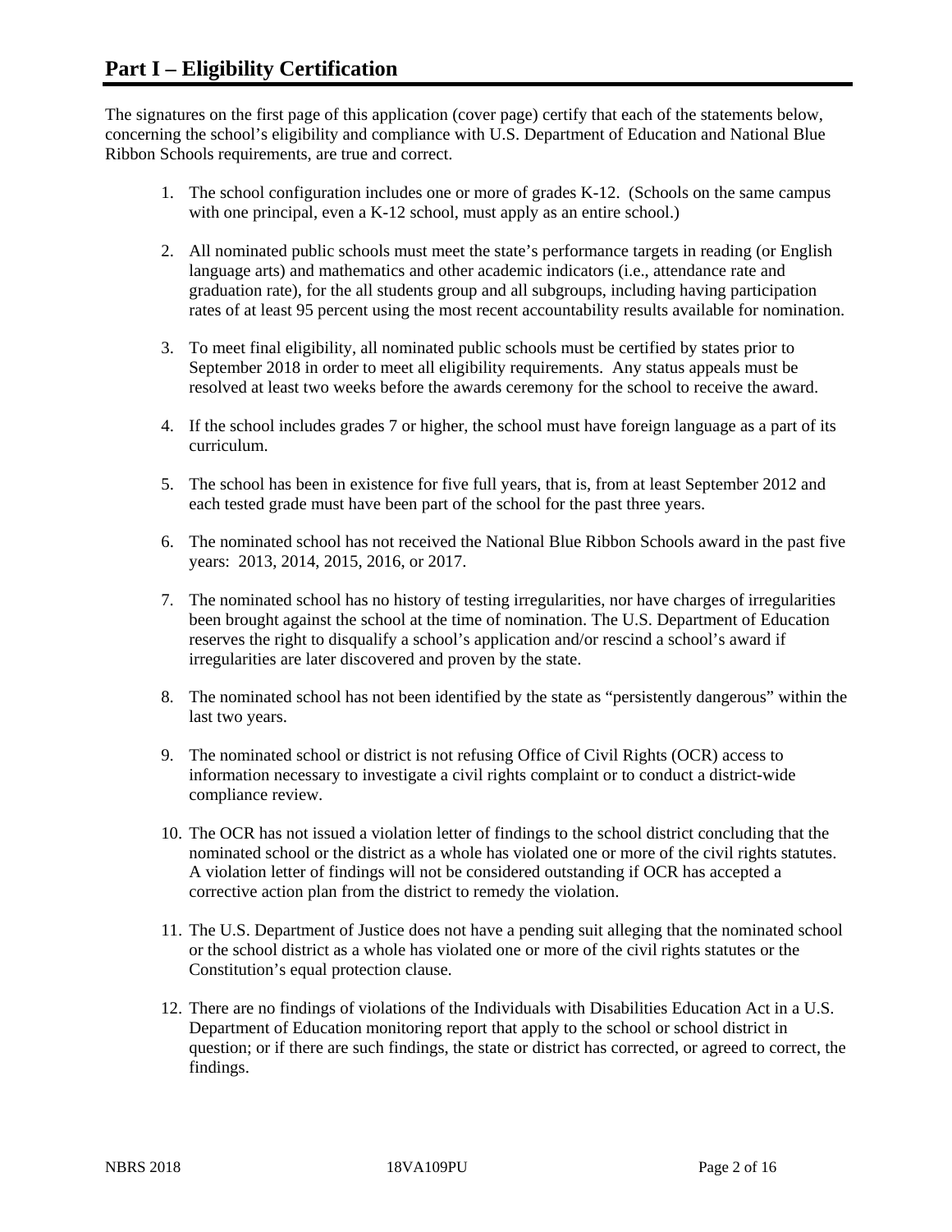# Part I – Eligibility Certification

The signatures on the first page of this application (cover page) certify that each of the statements below, concerning the school's eligibility and compliance with U.S. Department of Education and National Blue Ribbon Schools requirements, are true and correct.

1. The school configuration includes one or more of grades K-12. (Schools on the same campus with one principal, even a K-12 school, must apply as an entire school.)

2. All nominated public schools must meet the state's performance targets in reading (or English language arts) and mathematics and other academic indicators (i.e., attendance rate and graduation rate), for the all students group and all subgroups, including having participation rates of at least 95 percent using the most recent accountability results available for nomination.

3. To meet final eligibility, all nominated public schools must be certified by states prior to September 2018 in order to meet all eligibility requirements. Any status appeals must be resolved at least two weeks before the awards ceremony for the school to receive the award.

4. If the school includes grades 7 or higher, the school must have foreign language as a part of its curriculum.

5. The school has been in existence for five full years, that is, from at least September 2012 and each tested grade must have been part of the school for the past three years.

6. The nominated school has not received the National Blue Ribbon Schools award in the past five years: 2013, 2014, 2015, 2016, or 2017.

7. The nominated school has no history of testing irregularities, nor have charges of irregularities been brought against the school at the time of nomination. The U.S. Department of Education reserves the right to disqualify a school's application and/or rescind a school's award if irregularities are later discovered and proven by the state.

8. The nominated school has not been identified by the state as "persistently dangerous" within the last two years.

9. The nominated school or district is not refusing Office of Civil Rights (OCR) access to information necessary to investigate a civil rights complaint or to conduct a district-wide compliance review.

10. The OCR has not issued a violation letter of findings to the school district concluding that the nominated school or the district as a whole has violated one or more of the civil rights statutes. A violation letter of findings will not be considered outstanding if OCR has accepted a corrective action plan from the district to remedy the violation.

11. The U.S. Department of Justice does not have a pending suit alleging that the nominated school or the school district as a whole has violated one or more of the civil rights statutes or the Constitution's equal protection clause.

12. There are no findings of violations of the Individuals with Disabilities Education Act in a U.S. Department of Education monitoring report that apply to the school or school district in question; or if there are such findings, the state or district has corrected, or agreed to correct, the findings.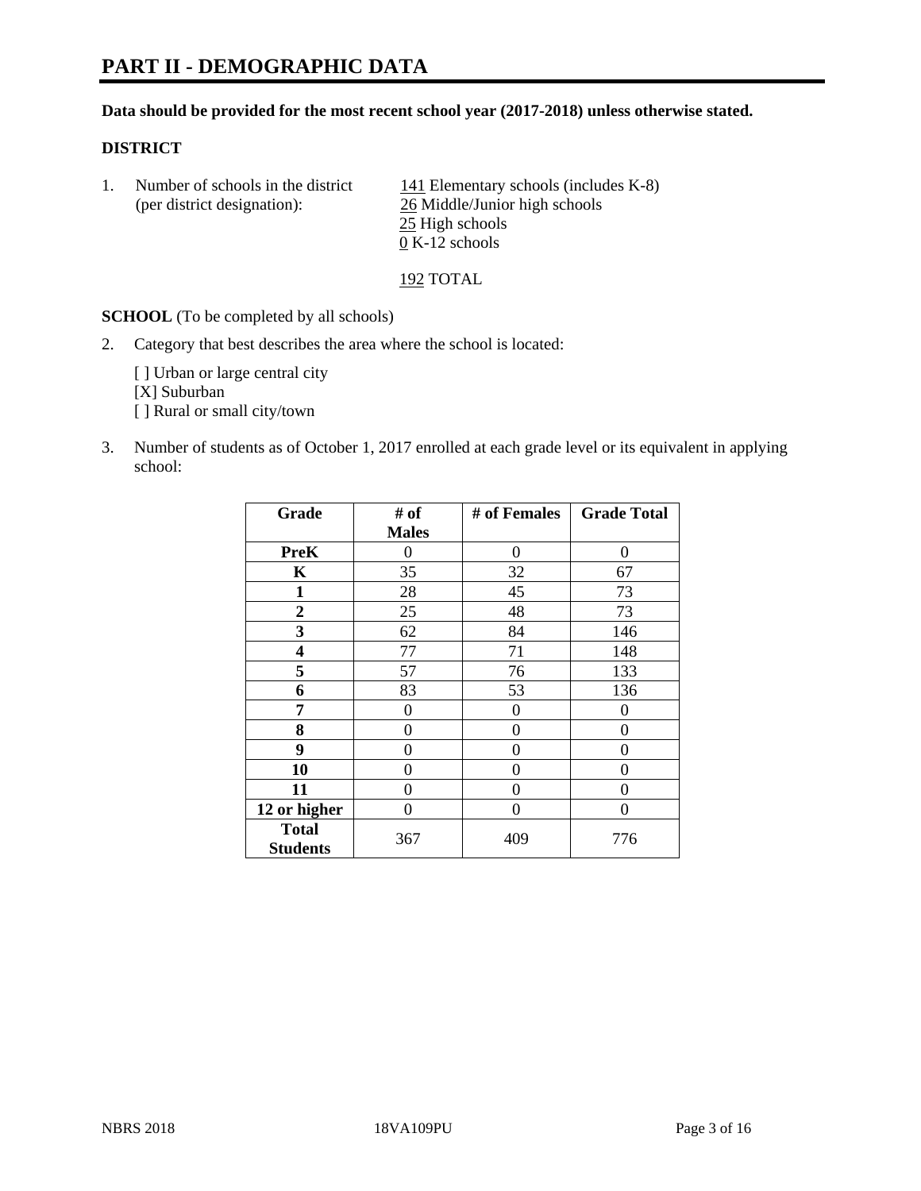# PART II - DEMOGRAPHIC DATA

**Data should be provided for the most recent school year (2017-2018) unless otherwise stated.**

**DISTRICT**

1. Number of schools in the district (per district designation):
   141 Elementary schools (includes K-8)
   26 Middle/Junior high schools
   25 High schools
   0 K-12 schools

   192 TOTAL

**SCHOOL** (To be completed by all schools)

2. Category that best describes the area where the school is located:

   [ ] Urban or large central city
   [X] Suburban
   [ ] Rural or small city/town

3. Number of students as of October 1, 2017 enrolled at each grade level or its equivalent in applying school:

| Grade | # of Males | # of Females | Grade Total |
|---|---|---|---|
| **PreK** | 0 | 0 | 0 |
| **K** | 35 | 32 | 67 |
| **1** | 28 | 45 | 73 |
| **2** | 25 | 48 | 73 |
| **3** | 62 | 84 | 146 |
| **4** | 77 | 71 | 148 |
| **5** | 57 | 76 | 133 |
| **6** | 83 | 53 | 136 |
| **7** | 0 | 0 | 0 |
| **8** | 0 | 0 | 0 |
| **9** | 0 | 0 | 0 |
| **10** | 0 | 0 | 0 |
| **11** | 0 | 0 | 0 |
| **12 or higher** | 0 | 0 | 0 |
| **Total Students** | 367 | 409 | 776 |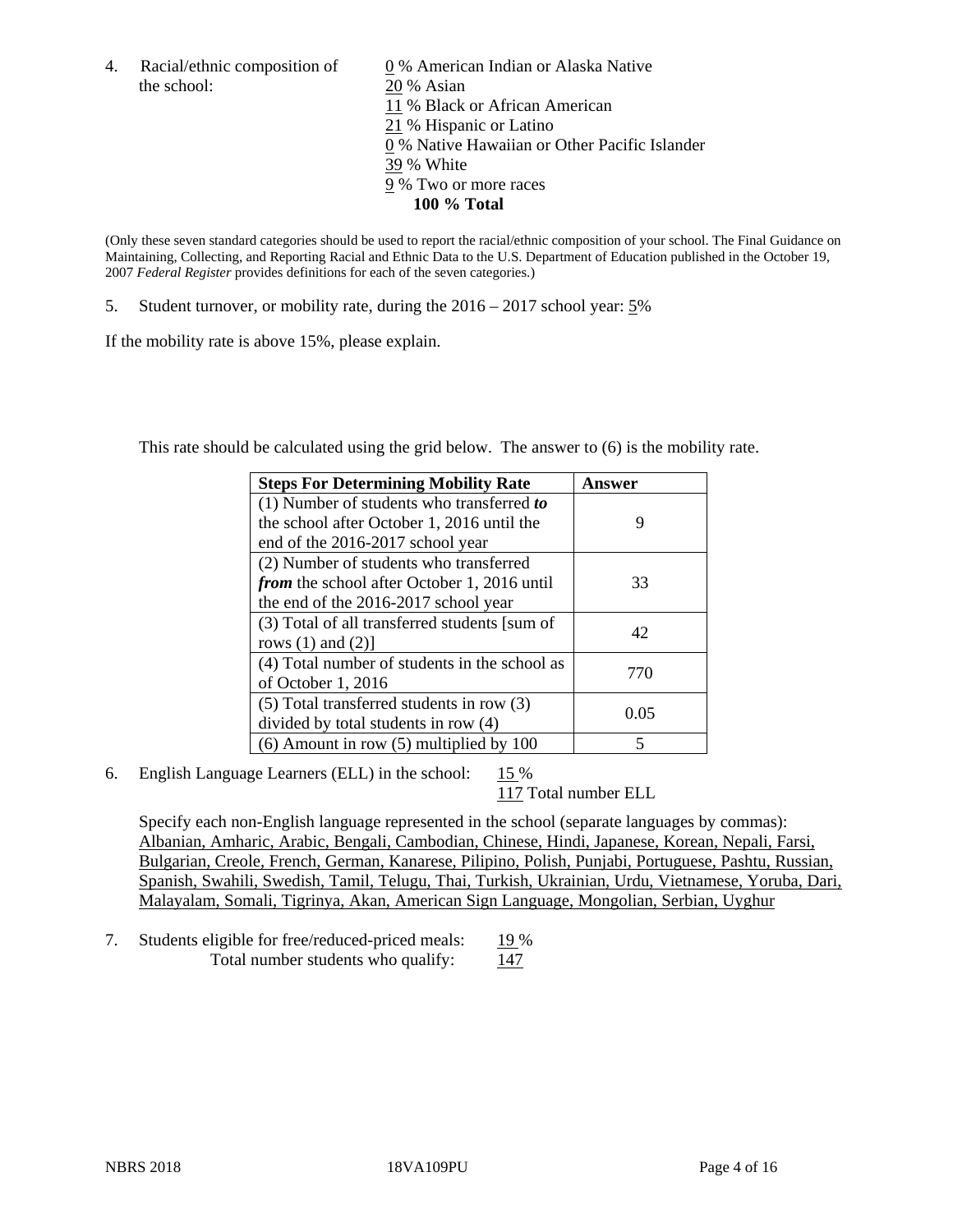4. Racial/ethnic composition of the school:

0 % American Indian or Alaska Native
20 % Asian
11 % Black or African American
21 % Hispanic or Latino
0 % Native Hawaiian or Other Pacific Islander
39 % White
9 % Two or more races
**100 % Total**

(Only these seven standard categories should be used to report the racial/ethnic composition of your school. The Final Guidance on Maintaining, Collecting, and Reporting Racial and Ethnic Data to the U.S. Department of Education published in the October 19, 2007 *Federal Register* provides definitions for each of the seven categories.)

5. Student turnover, or mobility rate, during the 2016 – 2017 school year: 5%

If the mobility rate is above 15%, please explain.

This rate should be calculated using the grid below. The answer to (6) is the mobility rate.

| **Steps For Determining Mobility Rate** | **Answer** |
|---|---|
| (1) Number of students who transferred ***to*** the school after October 1, 2016 until the end of the 2016-2017 school year | 9 |
| (2) Number of students who transferred ***from*** the school after October 1, 2016 until the end of the 2016-2017 school year | 33 |
| (3) Total of all transferred students [sum of rows (1) and (2)] | 42 |
| (4) Total number of students in the school as of October 1, 2016 | 770 |
| (5) Total transferred students in row (3) divided by total students in row (4) | 0.05 |
| (6) Amount in row (5) multiplied by 100 | 5 |

6. English Language Learners (ELL) in the school: 15 %
117 Total number ELL

Specify each non-English language represented in the school (separate languages by commas): Albanian, Amharic, Arabic, Bengali, Cambodian, Chinese, Hindi, Japanese, Korean, Nepali, Farsi, Bulgarian, Creole, French, German, Kanarese, Pilipino, Polish, Punjabi, Portuguese, Pashtu, Russian, Spanish, Swahili, Swedish, Tamil, Telugu, Thai, Turkish, Ukrainian, Urdu, Vietnamese, Yoruba, Dari, Malayalam, Somali, Tigrinya, Akan, American Sign Language, Mongolian, Serbian, Uyghur

7. Students eligible for free/reduced-priced meals: 19 %
Total number students who qualify: 147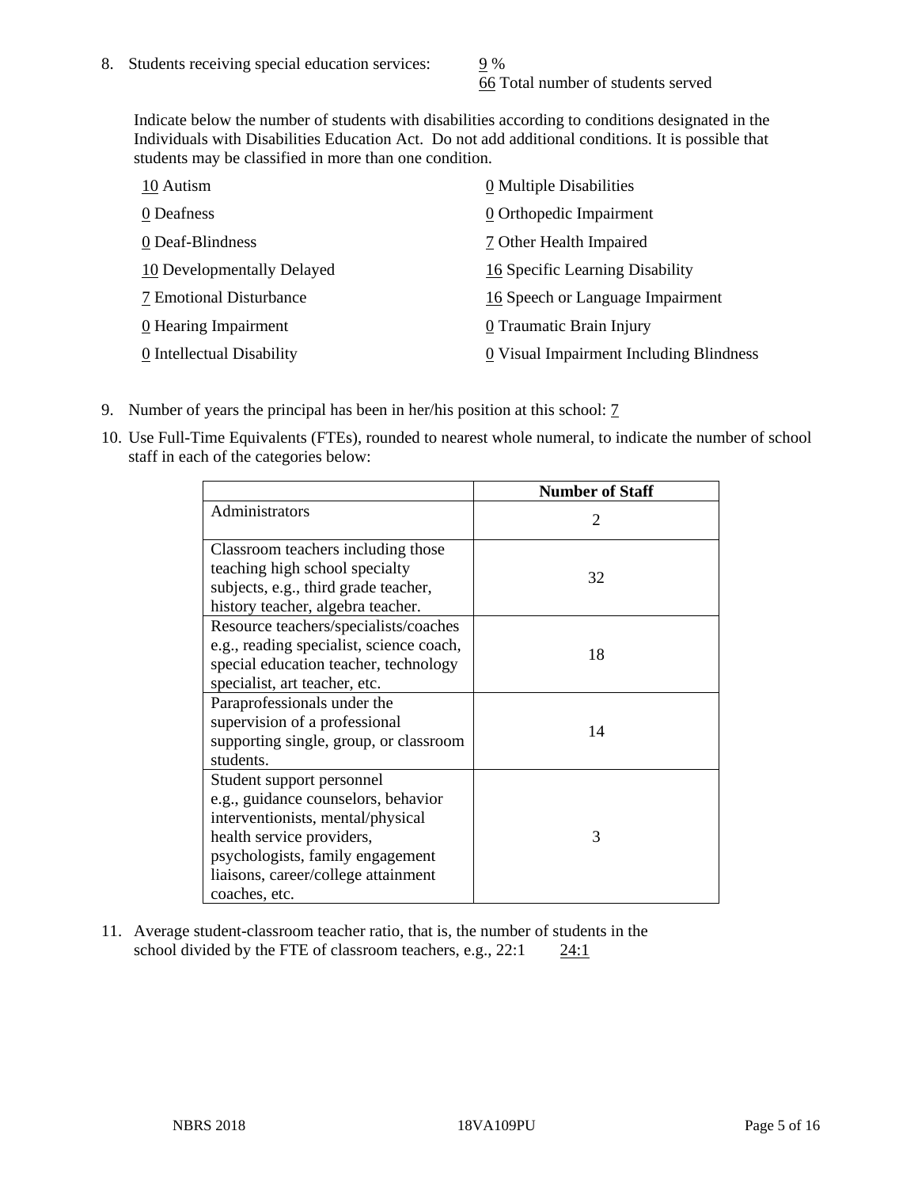8. Students receiving special education services: 9 %
   66 Total number of students served

   Indicate below the number of students with disabilities according to conditions designated in the Individuals with Disabilities Education Act. Do not add additional conditions. It is possible that students may be classified in more than one condition.

   10 Autism
   0 Deafness
   0 Deaf-Blindness
   10 Developmentally Delayed
   7 Emotional Disturbance
   0 Hearing Impairment
   0 Intellectual Disability
   0 Multiple Disabilities
   0 Orthopedic Impairment
   7 Other Health Impaired
   16 Specific Learning Disability
   16 Speech or Language Impairment
   0 Traumatic Brain Injury
   0 Visual Impairment Including Blindness

9. Number of years the principal has been in her/his position at this school: 7

10. Use Full-Time Equivalents (FTEs), rounded to nearest whole numeral, to indicate the number of school staff in each of the categories below:

| | Number of Staff |
|---|---|
| Administrators | 2 |
| Classroom teachers including those teaching high school specialty subjects, e.g., third grade teacher, history teacher, algebra teacher. | 32 |
| Resource teachers/specialists/coaches e.g., reading specialist, science coach, special education teacher, technology specialist, art teacher, etc. | 18 |
| Paraprofessionals under the supervision of a professional supporting single, group, or classroom students. | 14 |
| Student support personnel e.g., guidance counselors, behavior interventionists, mental/physical health service providers, psychologists, family engagement liaisons, career/college attainment coaches, etc. | 3 |

11. Average student-classroom teacher ratio, that is, the number of students in the school divided by the FTE of classroom teachers, e.g., 22:1 24:1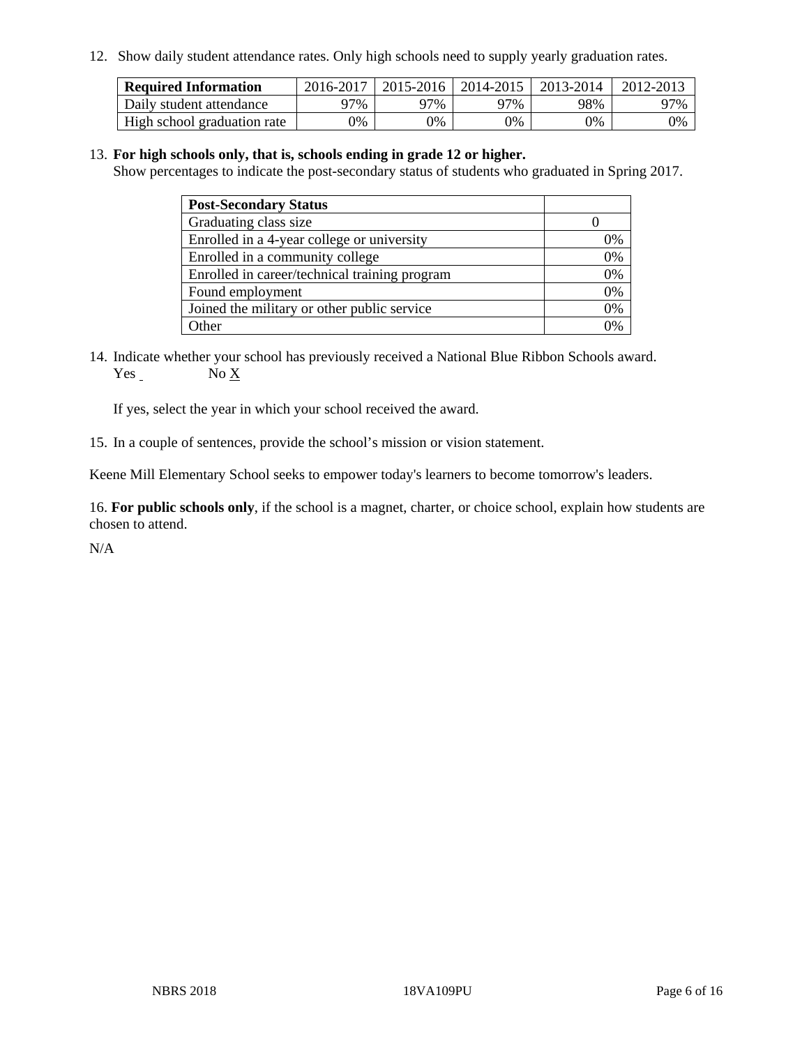12. Show daily student attendance rates. Only high schools need to supply yearly graduation rates.

| Required Information | 2016-2017 | 2015-2016 | 2014-2015 | 2013-2014 | 2012-2013 |
|---|---|---|---|---|---|
| Daily student attendance | 97% | 97% | 97% | 98% | 97% |
| High school graduation rate | 0% | 0% | 0% | 0% | 0% |

13. **For high schools only, that is, schools ending in grade 12 or higher.**
Show percentages to indicate the post-secondary status of students who graduated in Spring 2017.

| Post-Secondary Status | |
|---|---|
| Graduating class size | 0 |
| Enrolled in a 4-year college or university | 0% |
| Enrolled in a community college | 0% |
| Enrolled in career/technical training program | 0% |
| Found employment | 0% |
| Joined the military or other public service | 0% |
| Other | 0% |

14. Indicate whether your school has previously received a National Blue Ribbon Schools award.
Yes      No X

If yes, select the year in which your school received the award.

15. In a couple of sentences, provide the school's mission or vision statement.

Keene Mill Elementary School seeks to empower today's learners to become tomorrow's leaders.

16. **For public schools only**, if the school is a magnet, charter, or choice school, explain how students are chosen to attend.

N/A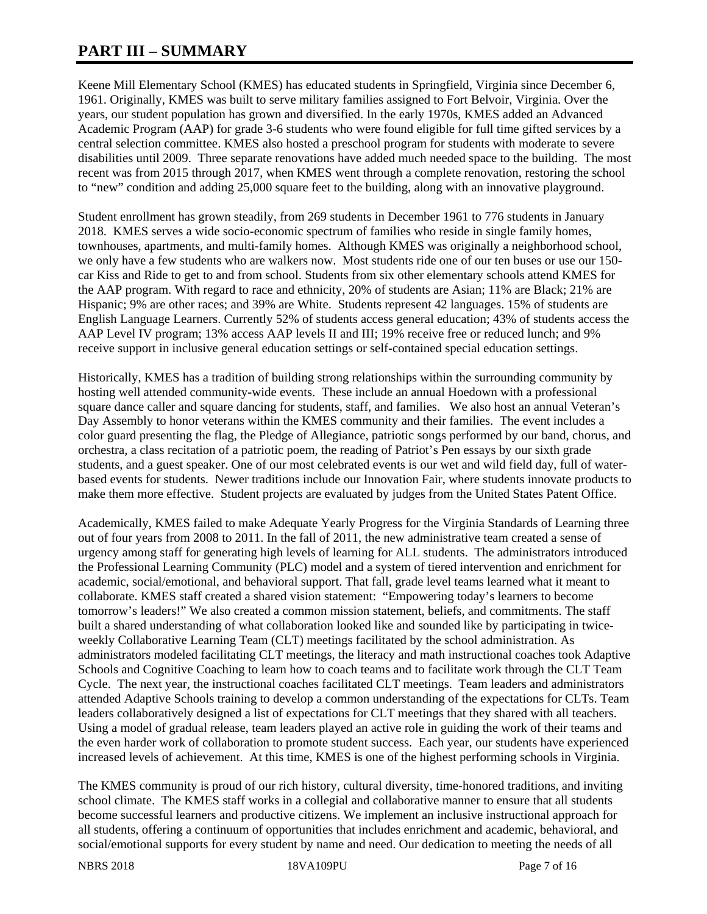# PART III – SUMMARY

Keene Mill Elementary School (KMES) has educated students in Springfield, Virginia since December 6, 1961. Originally, KMES was built to serve military families assigned to Fort Belvoir, Virginia. Over the years, our student population has grown and diversified. In the early 1970s, KMES added an Advanced Academic Program (AAP) for grade 3-6 students who were found eligible for full time gifted services by a central selection committee. KMES also hosted a preschool program for students with moderate to severe disabilities until 2009. Three separate renovations have added much needed space to the building. The most recent was from 2015 through 2017, when KMES went through a complete renovation, restoring the school to "new" condition and adding 25,000 square feet to the building, along with an innovative playground.

Student enrollment has grown steadily, from 269 students in December 1961 to 776 students in January 2018. KMES serves a wide socio-economic spectrum of families who reside in single family homes, townhouses, apartments, and multi-family homes. Although KMES was originally a neighborhood school, we only have a few students who are walkers now. Most students ride one of our ten buses or use our 150-car Kiss and Ride to get to and from school. Students from six other elementary schools attend KMES for the AAP program. With regard to race and ethnicity, 20% of students are Asian; 11% are Black; 21% are Hispanic; 9% are other races; and 39% are White. Students represent 42 languages. 15% of students are English Language Learners. Currently 52% of students access general education; 43% of students access the AAP Level IV program; 13% access AAP levels II and III; 19% receive free or reduced lunch; and 9% receive support in inclusive general education settings or self-contained special education settings.

Historically, KMES has a tradition of building strong relationships within the surrounding community by hosting well attended community-wide events. These include an annual Hoedown with a professional square dance caller and square dancing for students, staff, and families. We also host an annual Veteran's Day Assembly to honor veterans within the KMES community and their families. The event includes a color guard presenting the flag, the Pledge of Allegiance, patriotic songs performed by our band, chorus, and orchestra, a class recitation of a patriotic poem, the reading of Patriot's Pen essays by our sixth grade students, and a guest speaker. One of our most celebrated events is our wet and wild field day, full of water-based events for students. Newer traditions include our Innovation Fair, where students innovate products to make them more effective. Student projects are evaluated by judges from the United States Patent Office.

Academically, KMES failed to make Adequate Yearly Progress for the Virginia Standards of Learning three out of four years from 2008 to 2011. In the fall of 2011, the new administrative team created a sense of urgency among staff for generating high levels of learning for ALL students. The administrators introduced the Professional Learning Community (PLC) model and a system of tiered intervention and enrichment for academic, social/emotional, and behavioral support. That fall, grade level teams learned what it meant to collaborate. KMES staff created a shared vision statement: "Empowering today's learners to become tomorrow's leaders!" We also created a common mission statement, beliefs, and commitments. The staff built a shared understanding of what collaboration looked like and sounded like by participating in twice-weekly Collaborative Learning Team (CLT) meetings facilitated by the school administration. As administrators modeled facilitating CLT meetings, the literacy and math instructional coaches took Adaptive Schools and Cognitive Coaching to learn how to coach teams and to facilitate work through the CLT Team Cycle. The next year, the instructional coaches facilitated CLT meetings. Team leaders and administrators attended Adaptive Schools training to develop a common understanding of the expectations for CLTs. Team leaders collaboratively designed a list of expectations for CLT meetings that they shared with all teachers. Using a model of gradual release, team leaders played an active role in guiding the work of their teams and the even harder work of collaboration to promote student success. Each year, our students have experienced increased levels of achievement. At this time, KMES is one of the highest performing schools in Virginia.

The KMES community is proud of our rich history, cultural diversity, time-honored traditions, and inviting school climate. The KMES staff works in a collegial and collaborative manner to ensure that all students become successful learners and productive citizens. We implement an inclusive instructional approach for all students, offering a continuum of opportunities that includes enrichment and academic, behavioral, and social/emotional supports for every student by name and need. Our dedication to meeting the needs of all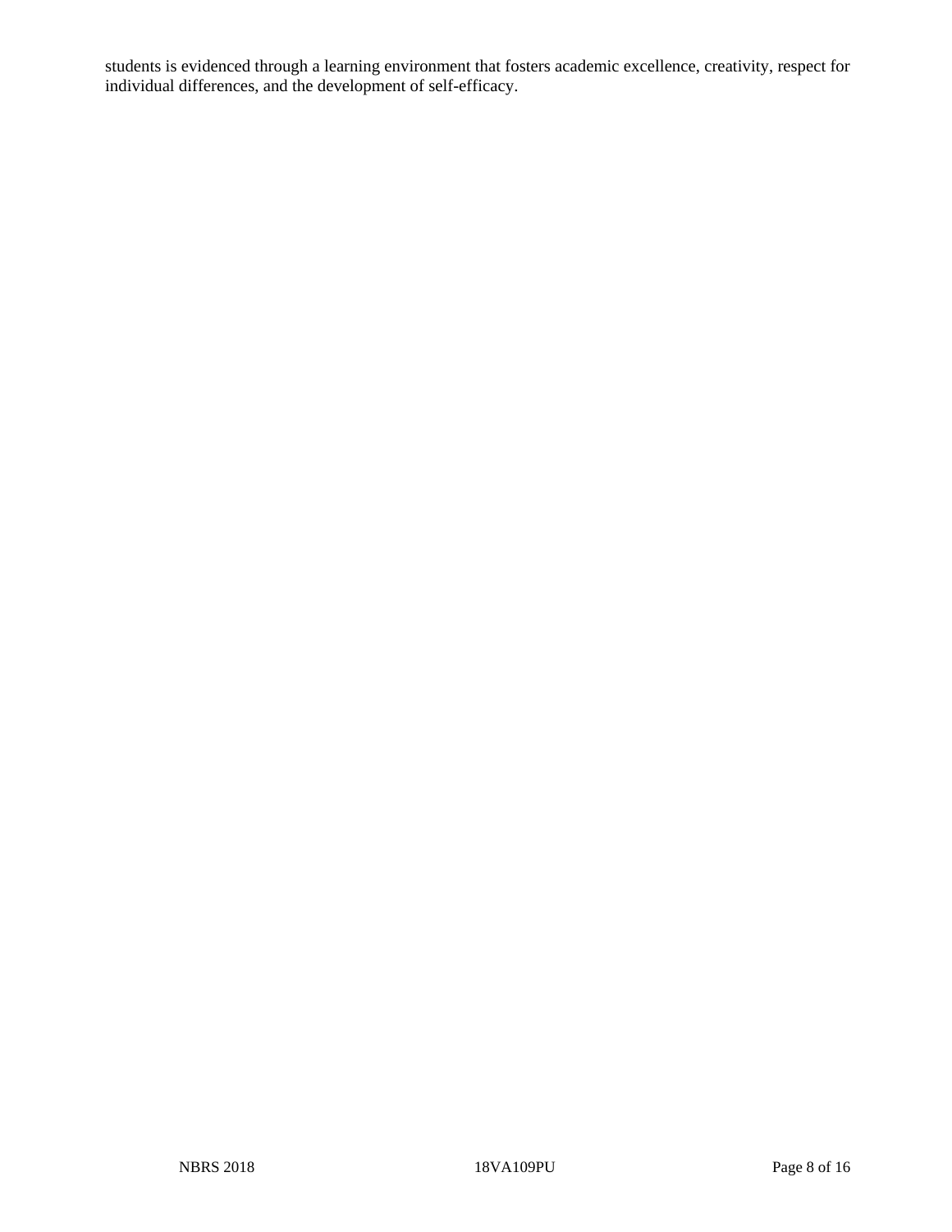students is evidenced through a learning environment that fosters academic excellence, creativity, respect for individual differences, and the development of self-efficacy.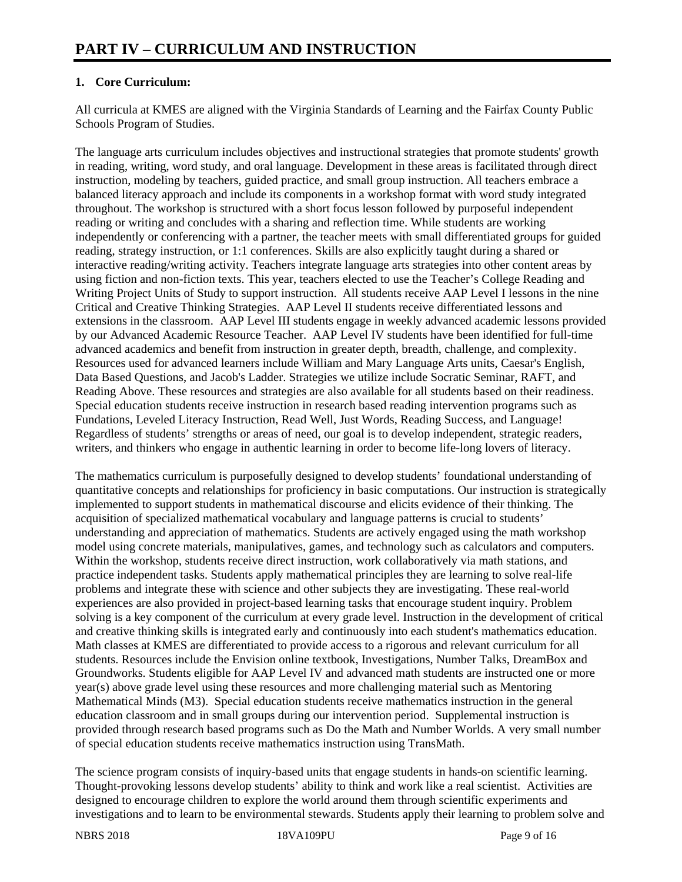# PART IV – CURRICULUM AND INSTRUCTION

## 1. Core Curriculum:

All curricula at KMES are aligned with the Virginia Standards of Learning and the Fairfax County Public Schools Program of Studies.

The language arts curriculum includes objectives and instructional strategies that promote students' growth in reading, writing, word study, and oral language. Development in these areas is facilitated through direct instruction, modeling by teachers, guided practice, and small group instruction. All teachers embrace a balanced literacy approach and include its components in a workshop format with word study integrated throughout. The workshop is structured with a short focus lesson followed by purposeful independent reading or writing and concludes with a sharing and reflection time. While students are working independently or conferencing with a partner, the teacher meets with small differentiated groups for guided reading, strategy instruction, or 1:1 conferences. Skills are also explicitly taught during a shared or interactive reading/writing activity. Teachers integrate language arts strategies into other content areas by using fiction and non-fiction texts. This year, teachers elected to use the Teacher's College Reading and Writing Project Units of Study to support instruction. All students receive AAP Level I lessons in the nine Critical and Creative Thinking Strategies. AAP Level II students receive differentiated lessons and extensions in the classroom. AAP Level III students engage in weekly advanced academic lessons provided by our Advanced Academic Resource Teacher. AAP Level IV students have been identified for full-time advanced academics and benefit from instruction in greater depth, breadth, challenge, and complexity. Resources used for advanced learners include William and Mary Language Arts units, Caesar's English, Data Based Questions, and Jacob's Ladder. Strategies we utilize include Socratic Seminar, RAFT, and Reading Above. These resources and strategies are also available for all students based on their readiness. Special education students receive instruction in research based reading intervention programs such as Fundations, Leveled Literacy Instruction, Read Well, Just Words, Reading Success, and Language! Regardless of students' strengths or areas of need, our goal is to develop independent, strategic readers, writers, and thinkers who engage in authentic learning in order to become life-long lovers of literacy.

The mathematics curriculum is purposefully designed to develop students' foundational understanding of quantitative concepts and relationships for proficiency in basic computations. Our instruction is strategically implemented to support students in mathematical discourse and elicits evidence of their thinking. The acquisition of specialized mathematical vocabulary and language patterns is crucial to students' understanding and appreciation of mathematics. Students are actively engaged using the math workshop model using concrete materials, manipulatives, games, and technology such as calculators and computers. Within the workshop, students receive direct instruction, work collaboratively via math stations, and practice independent tasks. Students apply mathematical principles they are learning to solve real-life problems and integrate these with science and other subjects they are investigating. These real-world experiences are also provided in project-based learning tasks that encourage student inquiry. Problem solving is a key component of the curriculum at every grade level. Instruction in the development of critical and creative thinking skills is integrated early and continuously into each student's mathematics education. Math classes at KMES are differentiated to provide access to a rigorous and relevant curriculum for all students. Resources include the Envision online textbook, Investigations, Number Talks, DreamBox and Groundworks. Students eligible for AAP Level IV and advanced math students are instructed one or more year(s) above grade level using these resources and more challenging material such as Mentoring Mathematical Minds (M3). Special education students receive mathematics instruction in the general education classroom and in small groups during our intervention period. Supplemental instruction is provided through research based programs such as Do the Math and Number Worlds. A very small number of special education students receive mathematics instruction using TransMath.

The science program consists of inquiry-based units that engage students in hands-on scientific learning. Thought-provoking lessons develop students' ability to think and work like a real scientist. Activities are designed to encourage children to explore the world around them through scientific experiments and investigations and to learn to be environmental stewards. Students apply their learning to problem solve and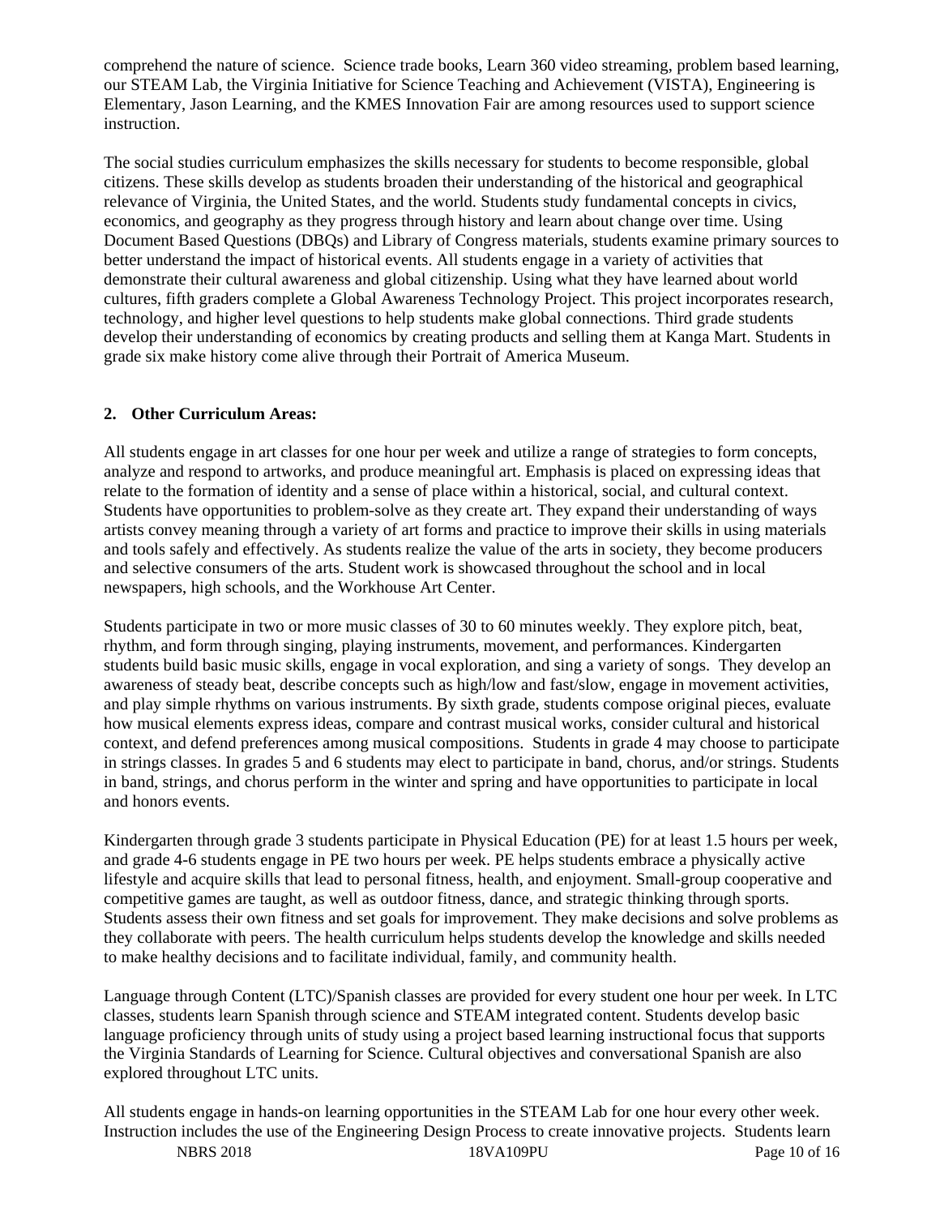comprehend the nature of science. Science trade books, Learn 360 video streaming, problem based learning, our STEAM Lab, the Virginia Initiative for Science Teaching and Achievement (VISTA), Engineering is Elementary, Jason Learning, and the KMES Innovation Fair are among resources used to support science instruction.

The social studies curriculum emphasizes the skills necessary for students to become responsible, global citizens. These skills develop as students broaden their understanding of the historical and geographical relevance of Virginia, the United States, and the world. Students study fundamental concepts in civics, economics, and geography as they progress through history and learn about change over time. Using Document Based Questions (DBQs) and Library of Congress materials, students examine primary sources to better understand the impact of historical events. All students engage in a variety of activities that demonstrate their cultural awareness and global citizenship. Using what they have learned about world cultures, fifth graders complete a Global Awareness Technology Project. This project incorporates research, technology, and higher level questions to help students make global connections. Third grade students develop their understanding of economics by creating products and selling them at Kanga Mart. Students in grade six make history come alive through their Portrait of America Museum.

**2. Other Curriculum Areas:**

All students engage in art classes for one hour per week and utilize a range of strategies to form concepts, analyze and respond to artworks, and produce meaningful art. Emphasis is placed on expressing ideas that relate to the formation of identity and a sense of place within a historical, social, and cultural context. Students have opportunities to problem-solve as they create art. They expand their understanding of ways artists convey meaning through a variety of art forms and practice to improve their skills in using materials and tools safely and effectively. As students realize the value of the arts in society, they become producers and selective consumers of the arts. Student work is showcased throughout the school and in local newspapers, high schools, and the Workhouse Art Center.

Students participate in two or more music classes of 30 to 60 minutes weekly. They explore pitch, beat, rhythm, and form through singing, playing instruments, movement, and performances. Kindergarten students build basic music skills, engage in vocal exploration, and sing a variety of songs. They develop an awareness of steady beat, describe concepts such as high/low and fast/slow, engage in movement activities, and play simple rhythms on various instruments. By sixth grade, students compose original pieces, evaluate how musical elements express ideas, compare and contrast musical works, consider cultural and historical context, and defend preferences among musical compositions. Students in grade 4 may choose to participate in strings classes. In grades 5 and 6 students may elect to participate in band, chorus, and/or strings. Students in band, strings, and chorus perform in the winter and spring and have opportunities to participate in local and honors events.

Kindergarten through grade 3 students participate in Physical Education (PE) for at least 1.5 hours per week, and grade 4-6 students engage in PE two hours per week. PE helps students embrace a physically active lifestyle and acquire skills that lead to personal fitness, health, and enjoyment. Small-group cooperative and competitive games are taught, as well as outdoor fitness, dance, and strategic thinking through sports. Students assess their own fitness and set goals for improvement. They make decisions and solve problems as they collaborate with peers. The health curriculum helps students develop the knowledge and skills needed to make healthy decisions and to facilitate individual, family, and community health.

Language through Content (LTC)/Spanish classes are provided for every student one hour per week. In LTC classes, students learn Spanish through science and STEAM integrated content. Students develop basic language proficiency through units of study using a project based learning instructional focus that supports the Virginia Standards of Learning for Science. Cultural objectives and conversational Spanish are also explored throughout LTC units.

All students engage in hands-on learning opportunities in the STEAM Lab for one hour every other week. Instruction includes the use of the Engineering Design Process to create innovative projects. Students learn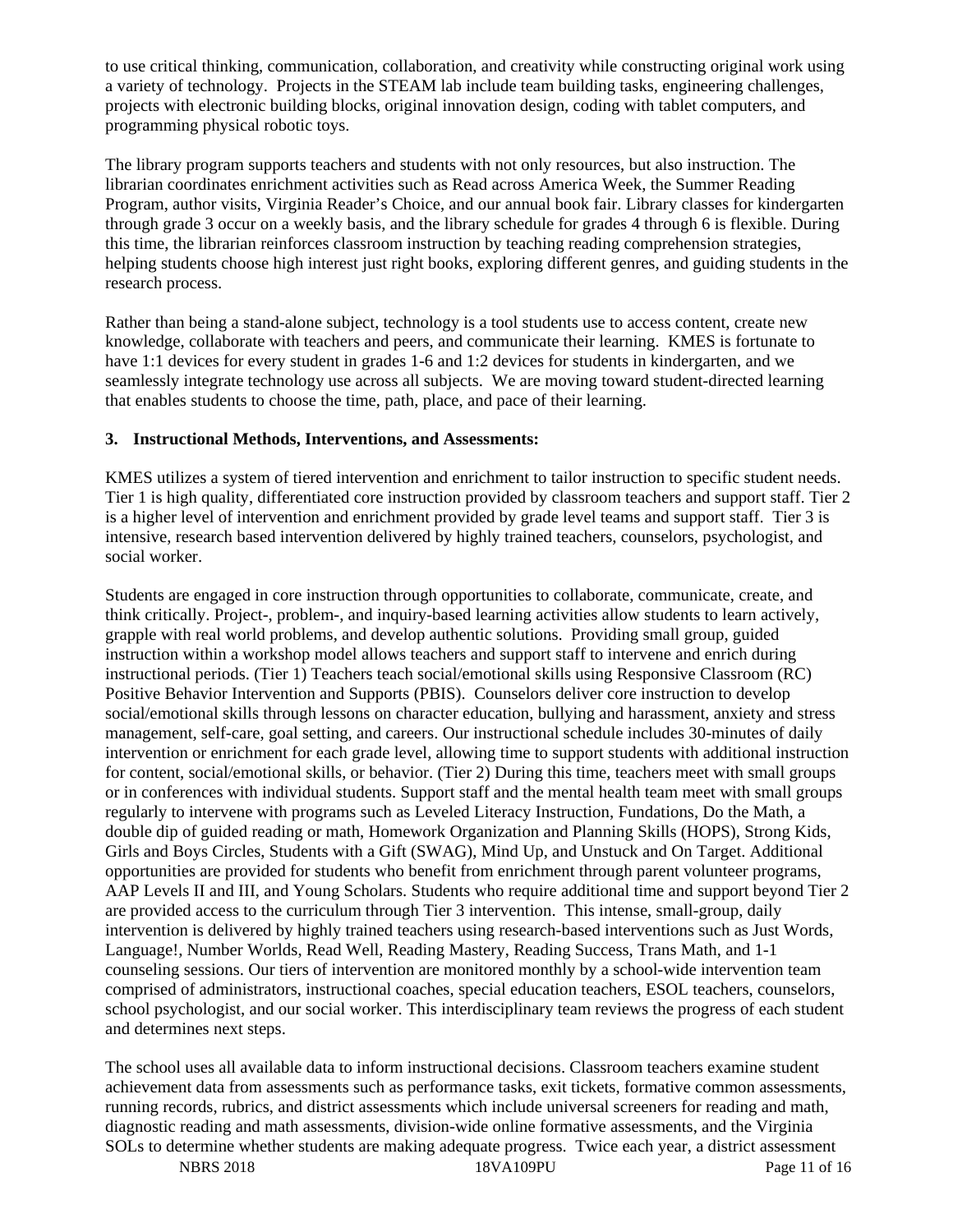to use critical thinking, communication, collaboration, and creativity while constructing original work using a variety of technology. Projects in the STEAM lab include team building tasks, engineering challenges, projects with electronic building blocks, original innovation design, coding with tablet computers, and programming physical robotic toys.

The library program supports teachers and students with not only resources, but also instruction. The librarian coordinates enrichment activities such as Read across America Week, the Summer Reading Program, author visits, Virginia Reader's Choice, and our annual book fair. Library classes for kindergarten through grade 3 occur on a weekly basis, and the library schedule for grades 4 through 6 is flexible. During this time, the librarian reinforces classroom instruction by teaching reading comprehension strategies, helping students choose high interest just right books, exploring different genres, and guiding students in the research process.

Rather than being a stand-alone subject, technology is a tool students use to access content, create new knowledge, collaborate with teachers and peers, and communicate their learning. KMES is fortunate to have 1:1 devices for every student in grades 1-6 and 1:2 devices for students in kindergarten, and we seamlessly integrate technology use across all subjects. We are moving toward student-directed learning that enables students to choose the time, path, place, and pace of their learning.

**3. Instructional Methods, Interventions, and Assessments:**

KMES utilizes a system of tiered intervention and enrichment to tailor instruction to specific student needs. Tier 1 is high quality, differentiated core instruction provided by classroom teachers and support staff. Tier 2 is a higher level of intervention and enrichment provided by grade level teams and support staff. Tier 3 is intensive, research based intervention delivered by highly trained teachers, counselors, psychologist, and social worker.

Students are engaged in core instruction through opportunities to collaborate, communicate, create, and think critically. Project-, problem-, and inquiry-based learning activities allow students to learn actively, grapple with real world problems, and develop authentic solutions. Providing small group, guided instruction within a workshop model allows teachers and support staff to intervene and enrich during instructional periods. (Tier 1) Teachers teach social/emotional skills using Responsive Classroom (RC) Positive Behavior Intervention and Supports (PBIS). Counselors deliver core instruction to develop social/emotional skills through lessons on character education, bullying and harassment, anxiety and stress management, self-care, goal setting, and careers. Our instructional schedule includes 30-minutes of daily intervention or enrichment for each grade level, allowing time to support students with additional instruction for content, social/emotional skills, or behavior. (Tier 2) During this time, teachers meet with small groups or in conferences with individual students. Support staff and the mental health team meet with small groups regularly to intervene with programs such as Leveled Literacy Instruction, Fundations, Do the Math, a double dip of guided reading or math, Homework Organization and Planning Skills (HOPS), Strong Kids, Girls and Boys Circles, Students with a Gift (SWAG), Mind Up, and Unstuck and On Target. Additional opportunities are provided for students who benefit from enrichment through parent volunteer programs, AAP Levels II and III, and Young Scholars. Students who require additional time and support beyond Tier 2 are provided access to the curriculum through Tier 3 intervention. This intense, small-group, daily intervention is delivered by highly trained teachers using research-based interventions such as Just Words, Language!, Number Worlds, Read Well, Reading Mastery, Reading Success, Trans Math, and 1-1 counseling sessions. Our tiers of intervention are monitored monthly by a school-wide intervention team comprised of administrators, instructional coaches, special education teachers, ESOL teachers, counselors, school psychologist, and our social worker. This interdisciplinary team reviews the progress of each student and determines next steps.

The school uses all available data to inform instructional decisions. Classroom teachers examine student achievement data from assessments such as performance tasks, exit tickets, formative common assessments, running records, rubrics, and district assessments which include universal screeners for reading and math, diagnostic reading and math assessments, division-wide online formative assessments, and the Virginia SOLs to determine whether students are making adequate progress. Twice each year, a district assessment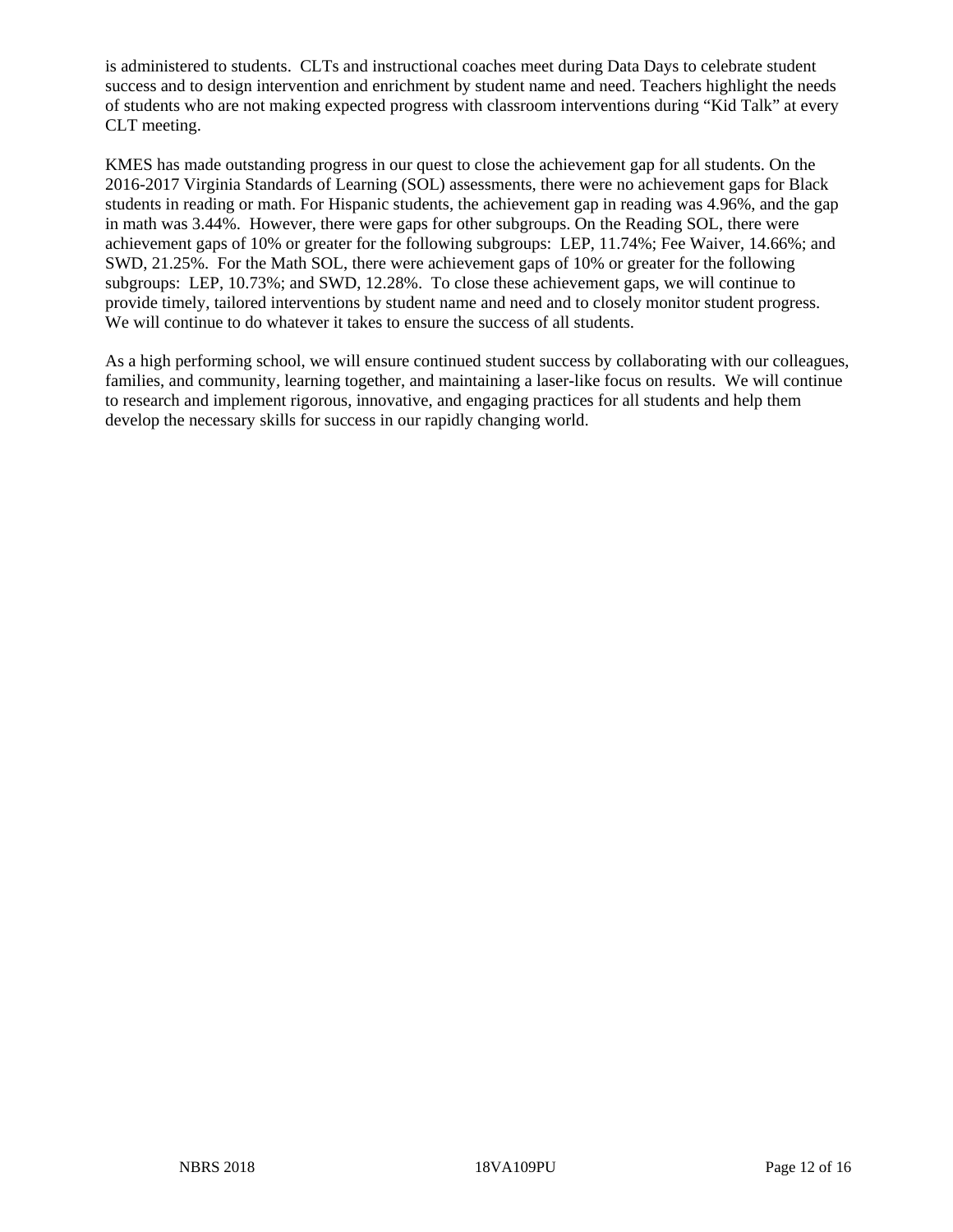is administered to students. CLTs and instructional coaches meet during Data Days to celebrate student success and to design intervention and enrichment by student name and need. Teachers highlight the needs of students who are not making expected progress with classroom interventions during "Kid Talk" at every CLT meeting.

KMES has made outstanding progress in our quest to close the achievement gap for all students. On the 2016-2017 Virginia Standards of Learning (SOL) assessments, there were no achievement gaps for Black students in reading or math. For Hispanic students, the achievement gap in reading was 4.96%, and the gap in math was 3.44%. However, there were gaps for other subgroups. On the Reading SOL, there were achievement gaps of 10% or greater for the following subgroups: LEP, 11.74%; Fee Waiver, 14.66%; and SWD, 21.25%. For the Math SOL, there were achievement gaps of 10% or greater for the following subgroups: LEP, 10.73%; and SWD, 12.28%. To close these achievement gaps, we will continue to provide timely, tailored interventions by student name and need and to closely monitor student progress. We will continue to do whatever it takes to ensure the success of all students.

As a high performing school, we will ensure continued student success by collaborating with our colleagues, families, and community, learning together, and maintaining a laser-like focus on results. We will continue to research and implement rigorous, innovative, and engaging practices for all students and help them develop the necessary skills for success in our rapidly changing world.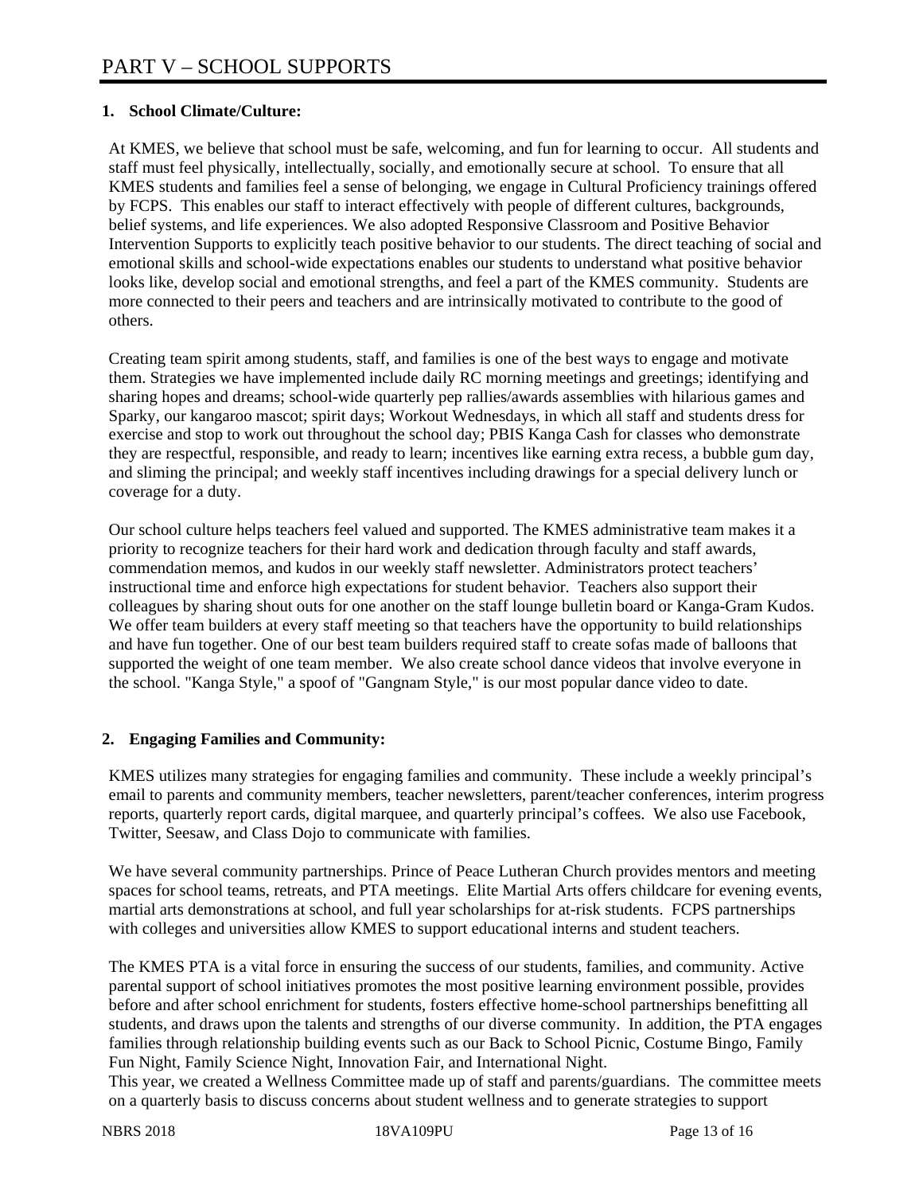# PART V – SCHOOL SUPPORTS

**1. School Climate/Culture:**

At KMES, we believe that school must be safe, welcoming, and fun for learning to occur. All students and staff must feel physically, intellectually, socially, and emotionally secure at school. To ensure that all KMES students and families feel a sense of belonging, we engage in Cultural Proficiency trainings offered by FCPS. This enables our staff to interact effectively with people of different cultures, backgrounds, belief systems, and life experiences. We also adopted Responsive Classroom and Positive Behavior Intervention Supports to explicitly teach positive behavior to our students. The direct teaching of social and emotional skills and school-wide expectations enables our students to understand what positive behavior looks like, develop social and emotional strengths, and feel a part of the KMES community. Students are more connected to their peers and teachers and are intrinsically motivated to contribute to the good of others.

Creating team spirit among students, staff, and families is one of the best ways to engage and motivate them. Strategies we have implemented include daily RC morning meetings and greetings; identifying and sharing hopes and dreams; school-wide quarterly pep rallies/awards assemblies with hilarious games and Sparky, our kangaroo mascot; spirit days; Workout Wednesdays, in which all staff and students dress for exercise and stop to work out throughout the school day; PBIS Kanga Cash for classes who demonstrate they are respectful, responsible, and ready to learn; incentives like earning extra recess, a bubble gum day, and sliming the principal; and weekly staff incentives including drawings for a special delivery lunch or coverage for a duty.

Our school culture helps teachers feel valued and supported. The KMES administrative team makes it a priority to recognize teachers for their hard work and dedication through faculty and staff awards, commendation memos, and kudos in our weekly staff newsletter. Administrators protect teachers' instructional time and enforce high expectations for student behavior. Teachers also support their colleagues by sharing shout outs for one another on the staff lounge bulletin board or Kanga-Gram Kudos. We offer team builders at every staff meeting so that teachers have the opportunity to build relationships and have fun together. One of our best team builders required staff to create sofas made of balloons that supported the weight of one team member. We also create school dance videos that involve everyone in the school. "Kanga Style," a spoof of "Gangnam Style," is our most popular dance video to date.

**2. Engaging Families and Community:**

KMES utilizes many strategies for engaging families and community. These include a weekly principal's email to parents and community members, teacher newsletters, parent/teacher conferences, interim progress reports, quarterly report cards, digital marquee, and quarterly principal's coffees. We also use Facebook, Twitter, Seesaw, and Class Dojo to communicate with families.

We have several community partnerships. Prince of Peace Lutheran Church provides mentors and meeting spaces for school teams, retreats, and PTA meetings. Elite Martial Arts offers childcare for evening events, martial arts demonstrations at school, and full year scholarships for at-risk students. FCPS partnerships with colleges and universities allow KMES to support educational interns and student teachers.

The KMES PTA is a vital force in ensuring the success of our students, families, and community. Active parental support of school initiatives promotes the most positive learning environment possible, provides before and after school enrichment for students, fosters effective home-school partnerships benefitting all students, and draws upon the talents and strengths of our diverse community. In addition, the PTA engages families through relationship building events such as our Back to School Picnic, Costume Bingo, Family Fun Night, Family Science Night, Innovation Fair, and International Night.
This year, we created a Wellness Committee made up of staff and parents/guardians. The committee meets on a quarterly basis to discuss concerns about student wellness and to generate strategies to support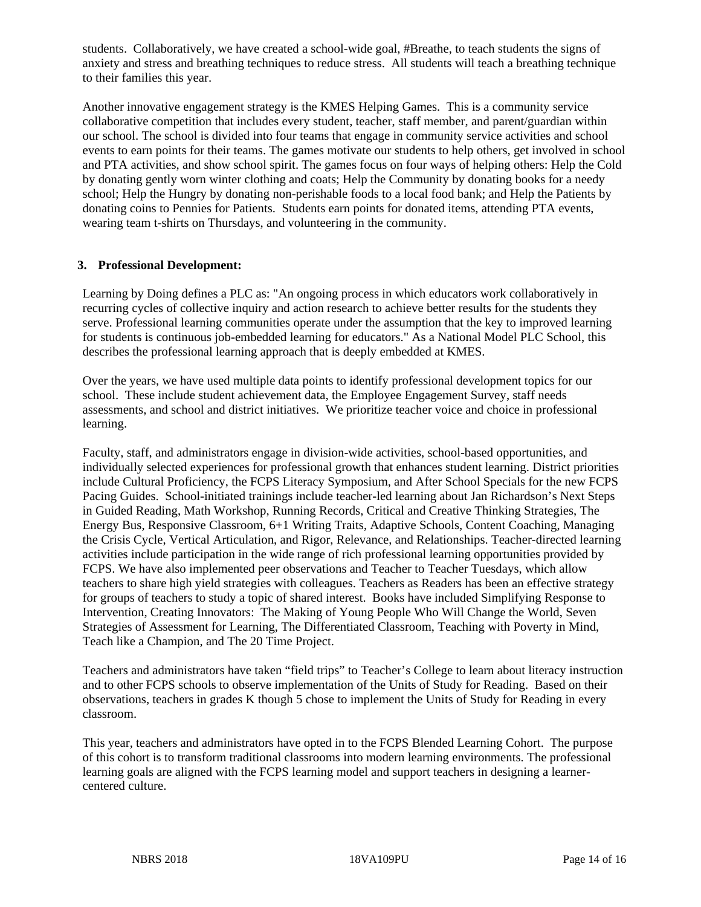students. Collaboratively, we have created a school-wide goal, #Breathe, to teach students the signs of anxiety and stress and breathing techniques to reduce stress. All students will teach a breathing technique to their families this year.

Another innovative engagement strategy is the KMES Helping Games. This is a community service collaborative competition that includes every student, teacher, staff member, and parent/guardian within our school. The school is divided into four teams that engage in community service activities and school events to earn points for their teams. The games motivate our students to help others, get involved in school and PTA activities, and show school spirit. The games focus on four ways of helping others: Help the Cold by donating gently worn winter clothing and coats; Help the Community by donating books for a needy school; Help the Hungry by donating non-perishable foods to a local food bank; and Help the Patients by donating coins to Pennies for Patients. Students earn points for donated items, attending PTA events, wearing team t-shirts on Thursdays, and volunteering in the community.

**3. Professional Development:**

Learning by Doing defines a PLC as: "An ongoing process in which educators work collaboratively in recurring cycles of collective inquiry and action research to achieve better results for the students they serve. Professional learning communities operate under the assumption that the key to improved learning for students is continuous job-embedded learning for educators." As a National Model PLC School, this describes the professional learning approach that is deeply embedded at KMES.

Over the years, we have used multiple data points to identify professional development topics for our school. These include student achievement data, the Employee Engagement Survey, staff needs assessments, and school and district initiatives. We prioritize teacher voice and choice in professional learning.

Faculty, staff, and administrators engage in division-wide activities, school-based opportunities, and individually selected experiences for professional growth that enhances student learning. District priorities include Cultural Proficiency, the FCPS Literacy Symposium, and After School Specials for the new FCPS Pacing Guides. School-initiated trainings include teacher-led learning about Jan Richardson's Next Steps in Guided Reading, Math Workshop, Running Records, Critical and Creative Thinking Strategies, The Energy Bus, Responsive Classroom, 6+1 Writing Traits, Adaptive Schools, Content Coaching, Managing the Crisis Cycle, Vertical Articulation, and Rigor, Relevance, and Relationships. Teacher-directed learning activities include participation in the wide range of rich professional learning opportunities provided by FCPS. We have also implemented peer observations and Teacher to Teacher Tuesdays, which allow teachers to share high yield strategies with colleagues. Teachers as Readers has been an effective strategy for groups of teachers to study a topic of shared interest. Books have included Simplifying Response to Intervention, Creating Innovators: The Making of Young People Who Will Change the World, Seven Strategies of Assessment for Learning, The Differentiated Classroom, Teaching with Poverty in Mind, Teach like a Champion, and The 20 Time Project.

Teachers and administrators have taken "field trips" to Teacher's College to learn about literacy instruction and to other FCPS schools to observe implementation of the Units of Study for Reading. Based on their observations, teachers in grades K though 5 chose to implement the Units of Study for Reading in every classroom.

This year, teachers and administrators have opted in to the FCPS Blended Learning Cohort. The purpose of this cohort is to transform traditional classrooms into modern learning environments. The professional learning goals are aligned with the FCPS learning model and support teachers in designing a learner-centered culture.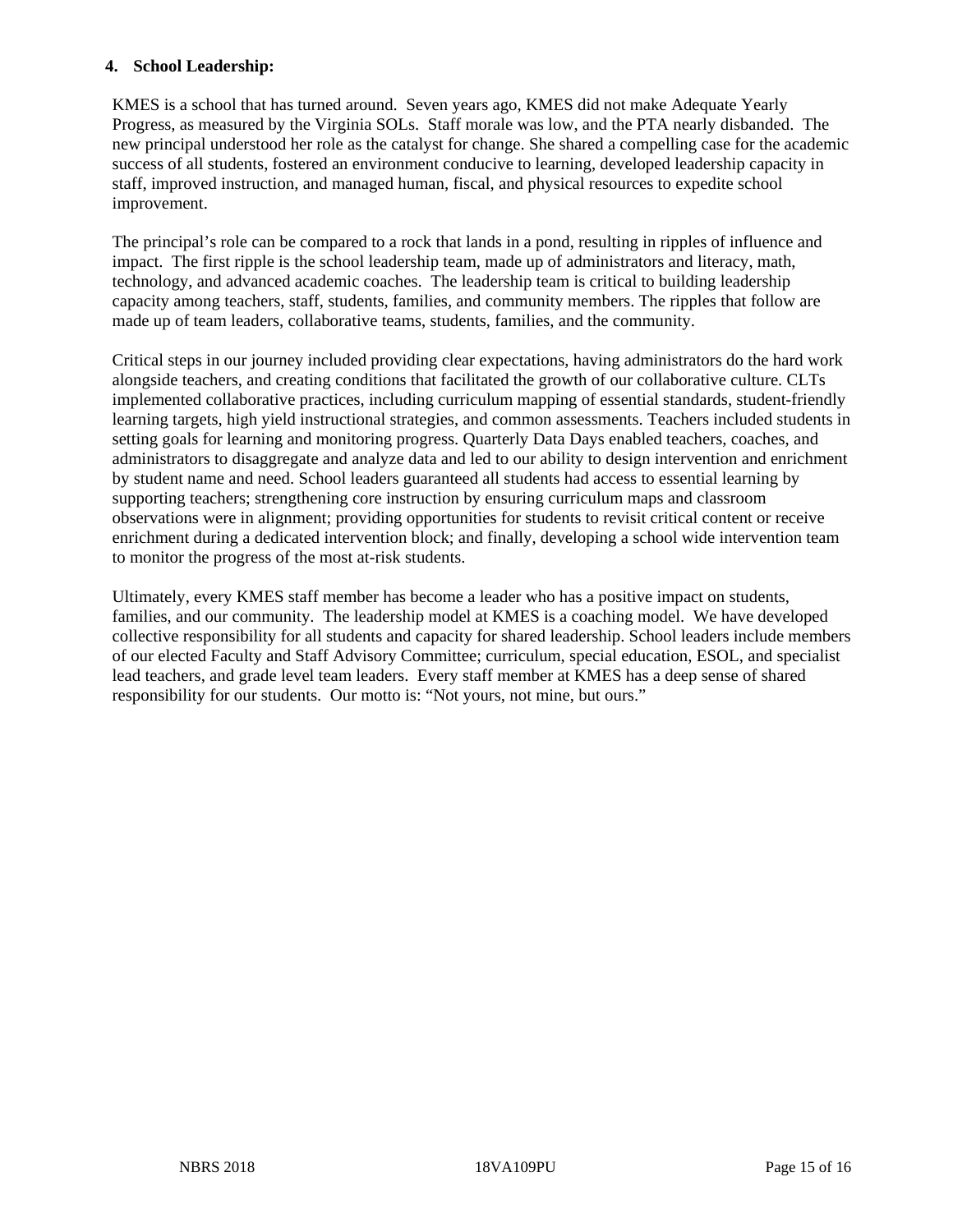### 4. School Leadership:

KMES is a school that has turned around. Seven years ago, KMES did not make Adequate Yearly Progress, as measured by the Virginia SOLs. Staff morale was low, and the PTA nearly disbanded. The new principal understood her role as the catalyst for change. She shared a compelling case for the academic success of all students, fostered an environment conducive to learning, developed leadership capacity in staff, improved instruction, and managed human, fiscal, and physical resources to expedite school improvement.

The principal's role can be compared to a rock that lands in a pond, resulting in ripples of influence and impact. The first ripple is the school leadership team, made up of administrators and literacy, math, technology, and advanced academic coaches. The leadership team is critical to building leadership capacity among teachers, staff, students, families, and community members. The ripples that follow are made up of team leaders, collaborative teams, students, families, and the community.

Critical steps in our journey included providing clear expectations, having administrators do the hard work alongside teachers, and creating conditions that facilitated the growth of our collaborative culture. CLTs implemented collaborative practices, including curriculum mapping of essential standards, student-friendly learning targets, high yield instructional strategies, and common assessments. Teachers included students in setting goals for learning and monitoring progress. Quarterly Data Days enabled teachers, coaches, and administrators to disaggregate and analyze data and led to our ability to design intervention and enrichment by student name and need. School leaders guaranteed all students had access to essential learning by supporting teachers; strengthening core instruction by ensuring curriculum maps and classroom observations were in alignment; providing opportunities for students to revisit critical content or receive enrichment during a dedicated intervention block; and finally, developing a school wide intervention team to monitor the progress of the most at-risk students.

Ultimately, every KMES staff member has become a leader who has a positive impact on students, families, and our community. The leadership model at KMES is a coaching model. We have developed collective responsibility for all students and capacity for shared leadership. School leaders include members of our elected Faculty and Staff Advisory Committee; curriculum, special education, ESOL, and specialist lead teachers, and grade level team leaders. Every staff member at KMES has a deep sense of shared responsibility for our students. Our motto is: "Not yours, not mine, but ours."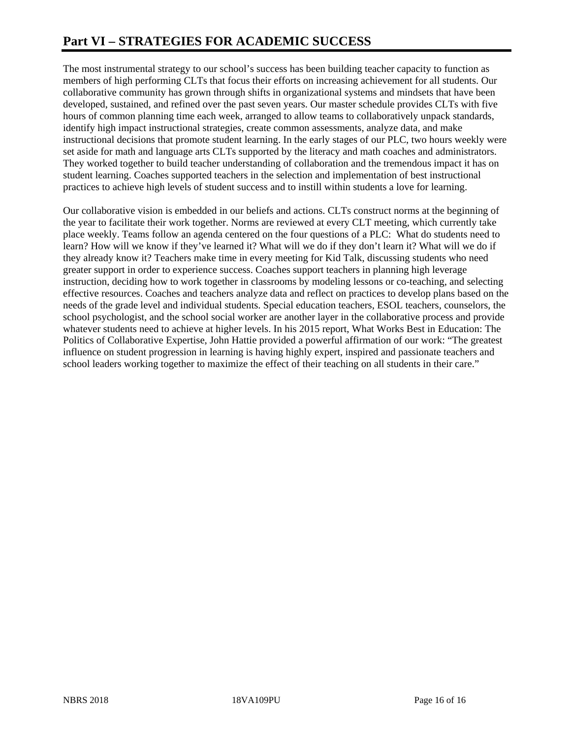# Part VI – STRATEGIES FOR ACADEMIC SUCCESS

The most instrumental strategy to our school's success has been building teacher capacity to function as members of high performing CLTs that focus their efforts on increasing achievement for all students. Our collaborative community has grown through shifts in organizational systems and mindsets that have been developed, sustained, and refined over the past seven years. Our master schedule provides CLTs with five hours of common planning time each week, arranged to allow teams to collaboratively unpack standards, identify high impact instructional strategies, create common assessments, analyze data, and make instructional decisions that promote student learning. In the early stages of our PLC, two hours weekly were set aside for math and language arts CLTs supported by the literacy and math coaches and administrators. They worked together to build teacher understanding of collaboration and the tremendous impact it has on student learning. Coaches supported teachers in the selection and implementation of best instructional practices to achieve high levels of student success and to instill within students a love for learning.

Our collaborative vision is embedded in our beliefs and actions. CLTs construct norms at the beginning of the year to facilitate their work together. Norms are reviewed at every CLT meeting, which currently take place weekly. Teams follow an agenda centered on the four questions of a PLC: What do students need to learn? How will we know if they've learned it? What will we do if they don't learn it? What will we do if they already know it? Teachers make time in every meeting for Kid Talk, discussing students who need greater support in order to experience success. Coaches support teachers in planning high leverage instruction, deciding how to work together in classrooms by modeling lessons or co-teaching, and selecting effective resources. Coaches and teachers analyze data and reflect on practices to develop plans based on the needs of the grade level and individual students. Special education teachers, ESOL teachers, counselors, the school psychologist, and the school social worker are another layer in the collaborative process and provide whatever students need to achieve at higher levels. In his 2015 report, What Works Best in Education: The Politics of Collaborative Expertise, John Hattie provided a powerful affirmation of our work: "The greatest influence on student progression in learning is having highly expert, inspired and passionate teachers and school leaders working together to maximize the effect of their teaching on all students in their care."